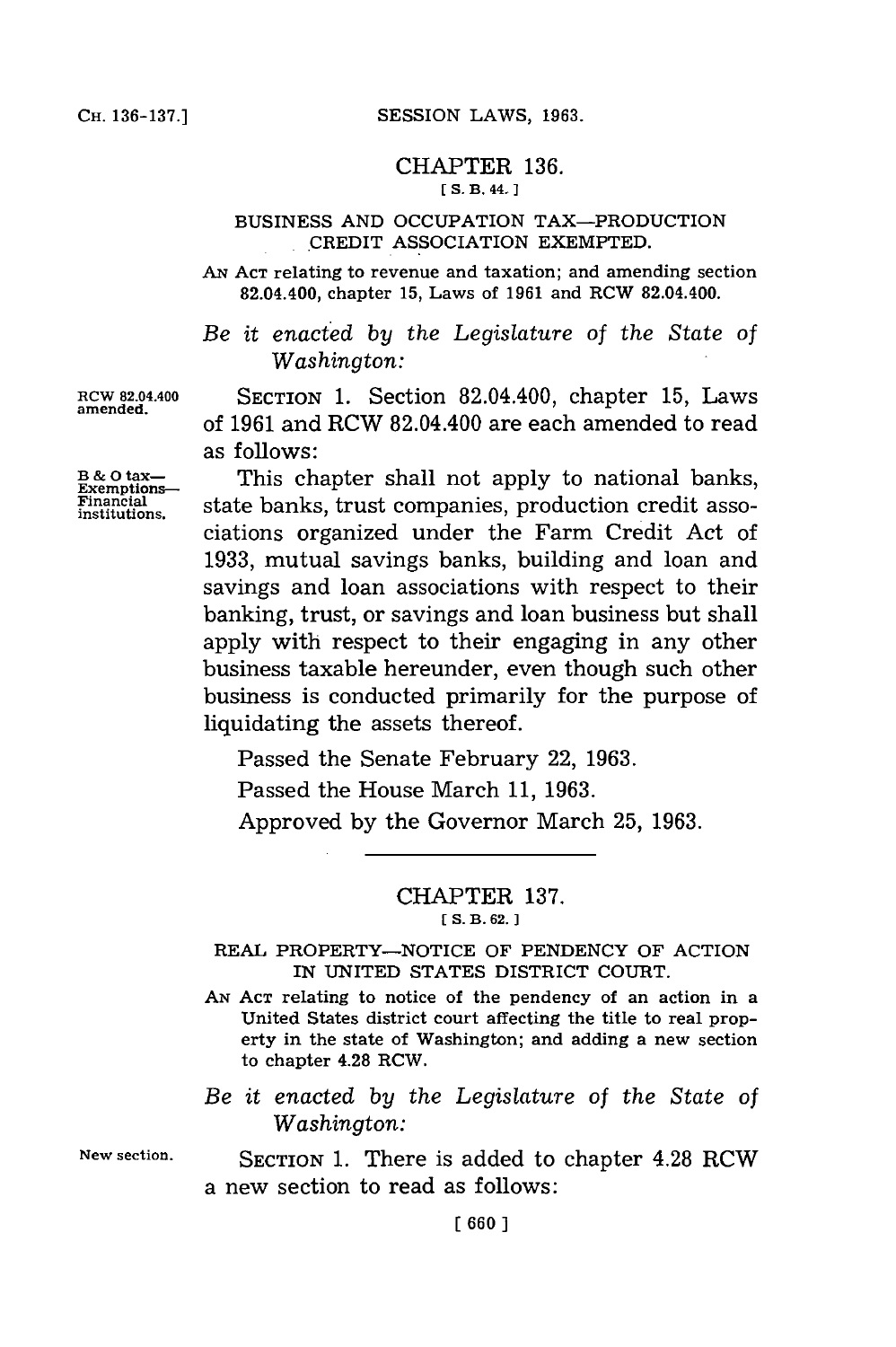## CHAPTER 136.

[S. B. 44.]

### BUSINESS AND OCCUPATION TAX—PRODUCTION CREDIT ASSOCIATION EXEMPTED.

AN ACT relating to revenue and taxation; and amending section 82.04.400, chapter 15, Laws of 1961 and RCW 82.04.400.

*Be it enacted by the Legislature of the State of Washington:*

**RCW 82.04.400 amended.**

SECTION 1. Section 82.04.400, chapter 15, Laws of 1961 and RCW 82.04.400 are each amended to read as follows:

**B & O tax—Exemptions—Financial institutions.**

This chapter shall not apply to national banks, state banks, trust companies, production credit associations organized under the Farm Credit Act of 1933, mutual savings banks, building and loan and savings and loan associations with respect to their banking, trust, or savings and loan business but shall apply with respect to their engaging in any other business taxable hereunder, even though such other business is conducted primarily for the purpose of liquidating the assets thereof.

Passed the Senate February 22, 1963.

Passed the House March 11, 1963.

Approved by the Governor March 25, 1963.

---

## CHAPTER 137.

[S. B. 62.]

### REAL PROPERTY—NOTICE OF PENDENCY OF ACTION IN UNITED STATES DISTRICT COURT.

AN ACT relating to notice of the pendency of an action in a United States district court affecting the title to real property in the state of Washington; and adding a new section to chapter 4.28 RCW.

*Be it enacted by the Legislature of the State of Washington:*

**New section.**

SECTION 1. There is added to chapter 4.28 RCW a new section to read as follows: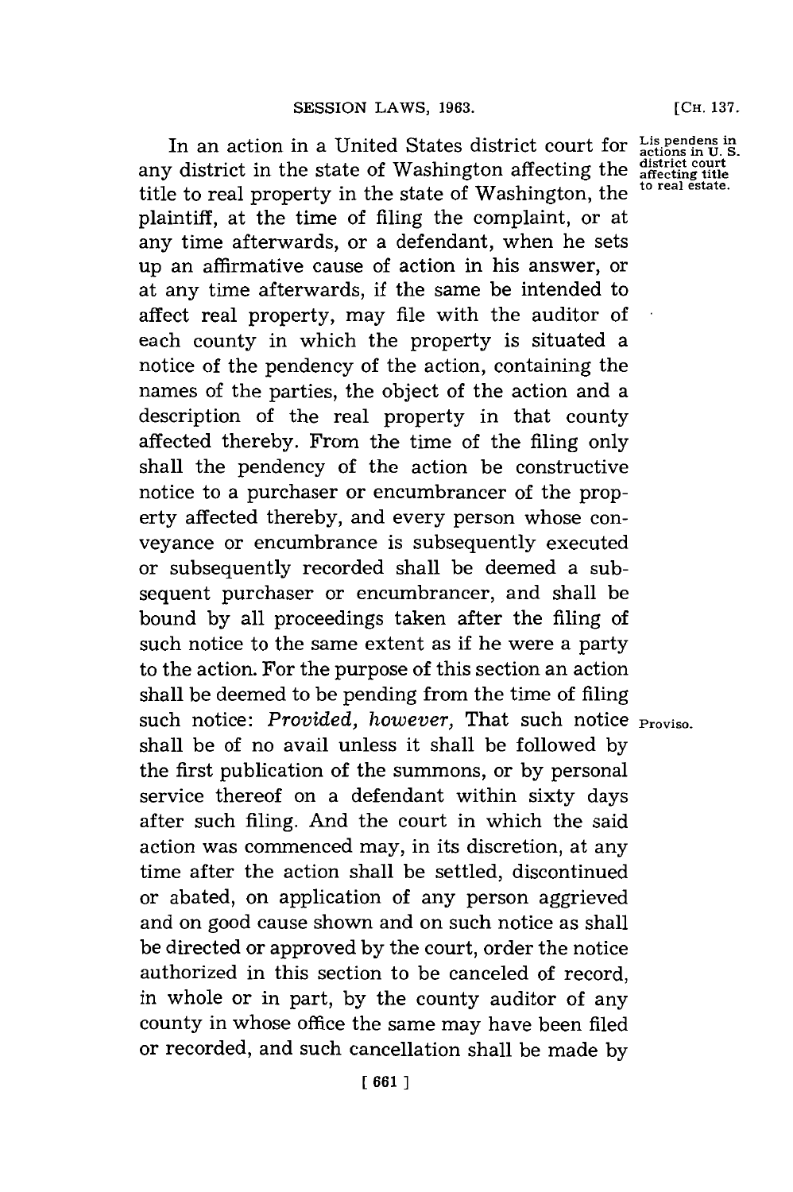In an action in a United States district court for any district in the state of Washington affecting the title to real property in the state of Washington, the plaintiff, at the time of filing the complaint, or at any time afterwards, or a defendant, when he sets up an affirmative cause of action in his answer, or at any time afterwards, if the same be intended to affect real property, may file with the auditor of each county in which the property is situated a notice of the pendency of the action, containing the names of the parties, the object of the action and a description of the real property in that county affected thereby. From the time of the filing only shall the pendency of the action be constructive notice to a purchaser or encumbrancer of the property affected thereby, and every person whose conveyance or encumbrance is subsequently executed or subsequently recorded shall be deemed a subsequent purchaser or encumbrancer, and shall be bound by all proceedings taken after the filing of such notice to the same extent as if he were a party to the action. For the purpose of this section an action shall be deemed to be pending from the time of filing such notice: *Provided, however,* That such notice shall be of no avail unless it shall be followed by the first publication of the summons, or by personal service thereof on a defendant within sixty days after such filing. And the court in which the said action was commenced may, in its discretion, at any time after the action shall be settled, discontinued or abated, on application of any person aggrieved and on good cause shown and on such notice as shall be directed or approved by the court, order the notice authorized in this section to be canceled of record, in whole or in part, by the county auditor of any county in whose office the same may have been filed or recorded, and such cancellation shall be made by

Lis pendens in actions in U. S. district court affecting title to real estate.

Proviso.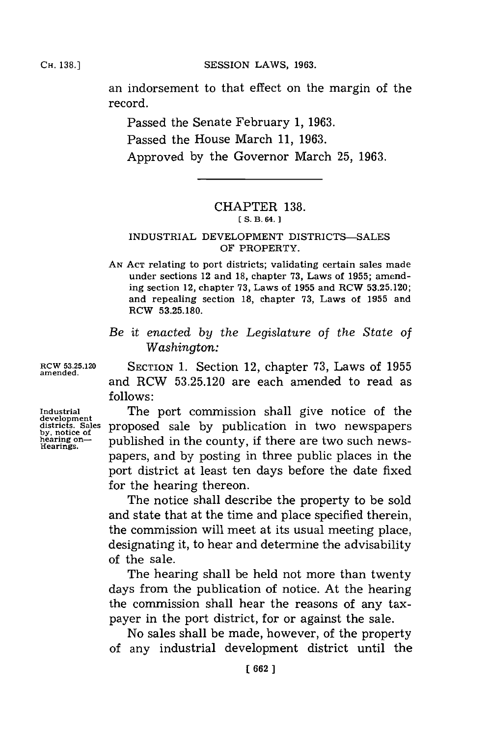an indorsement to that effect on the margin of the record.

Passed the Senate February 1, 1963.

Passed the House March 11, 1963.

Approved by the Governor March 25, 1963.

---

## CHAPTER 138.

[ S. B. 64. ]

### INDUSTRIAL DEVELOPMENT DISTRICTS—SALES OF PROPERTY.

AN ACT relating to port districts; validating certain sales made under sections 12 and 18, chapter 73, Laws of 1955; amending section 12, chapter 73, Laws of 1955 and RCW 53.25.120; and repealing section 18, chapter 73, Laws of 1955 and RCW 53.25.180.

*Be it enacted by the Legislature of the State of Washington:*

RCW 53.25.120 amended.

SECTION 1. Section 12, chapter 73, Laws of 1955 and RCW 53.25.120 are each amended to read as follows:

Industrial development districts. Sales by, notice of hearing on—Hearings.

The port commission shall give notice of the proposed sale by publication in two newspapers published in the county, if there are two such newspapers, and by posting in three public places in the port district at least ten days before the date fixed for the hearing thereon.

The notice shall describe the property to be sold and state that at the time and place specified therein, the commission will meet at its usual meeting place, designating it, to hear and determine the advisability of the sale.

The hearing shall be held not more than twenty days from the publication of notice. At the hearing the commission shall hear the reasons of any taxpayer in the port district, for or against the sale.

No sales shall be made, however, of the property of any industrial development district until the